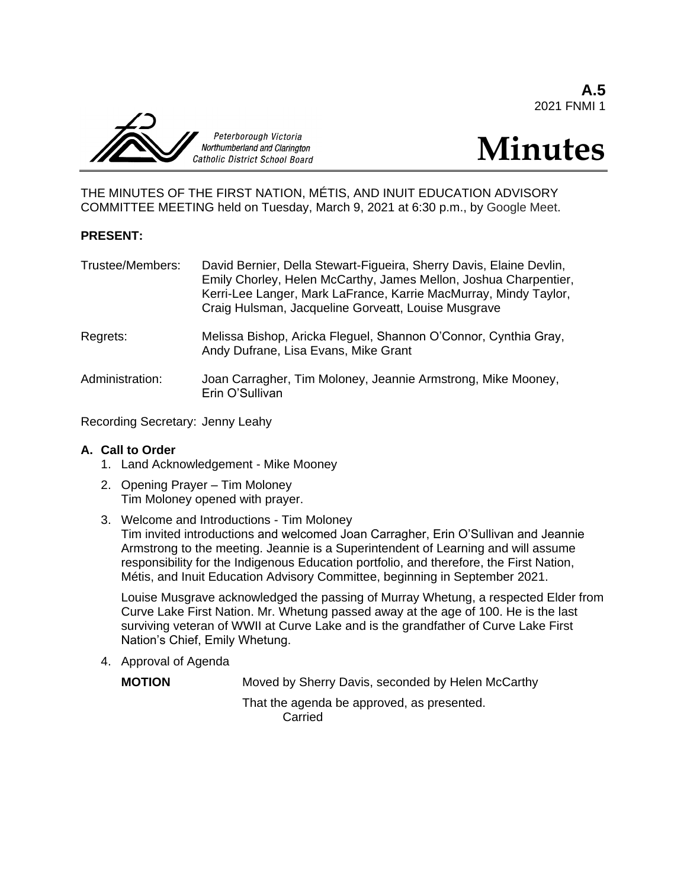**A.5**
2021 FNMI 1

Peterborough Victoria Northumberland and Clarington Catholic District School Board

# Minutes

THE MINUTES OF THE FIRST NATION, MÉTIS, AND INUIT EDUCATION ADVISORY COMMITTEE MEETING held on Tuesday, March 9, 2021 at 6:30 p.m., by Google Meet.

**PRESENT:**

Trustee/Members: David Bernier, Della Stewart-Figueira, Sherry Davis, Elaine Devlin, Emily Chorley, Helen McCarthy, James Mellon, Joshua Charpentier, Kerri-Lee Langer, Mark LaFrance, Karrie MacMurray, Mindy Taylor, Craig Hulsman, Jacqueline Gorveatt, Louise Musgrave

Regrets: Melissa Bishop, Aricka Fleguel, Shannon O'Connor, Cynthia Gray, Andy Dufrane, Lisa Evans, Mike Grant

Administration: Joan Carragher, Tim Moloney, Jeannie Armstrong, Mike Mooney, Erin O'Sullivan

Recording Secretary: Jenny Leahy

**A. Call to Order**

1. Land Acknowledgement - Mike Mooney
2. Opening Prayer – Tim Moloney
   Tim Moloney opened with prayer.
3. Welcome and Introductions - Tim Moloney
   Tim invited introductions and welcomed Joan Carragher, Erin O'Sullivan and Jeannie Armstrong to the meeting. Jeannie is a Superintendent of Learning and will assume responsibility for the Indigenous Education portfolio, and therefore, the First Nation, Métis, and Inuit Education Advisory Committee, beginning in September 2021.

   Louise Musgrave acknowledged the passing of Murray Whetung, a respected Elder from Curve Lake First Nation. Mr. Whetung passed away at the age of 100. He is the last surviving veteran of WWII at Curve Lake and is the grandfather of Curve Lake First Nation's Chief, Emily Whetung.
4. Approval of Agenda

   **MOTION** Moved by Sherry Davis, seconded by Helen McCarthy

   That the agenda be approved, as presented.
   Carried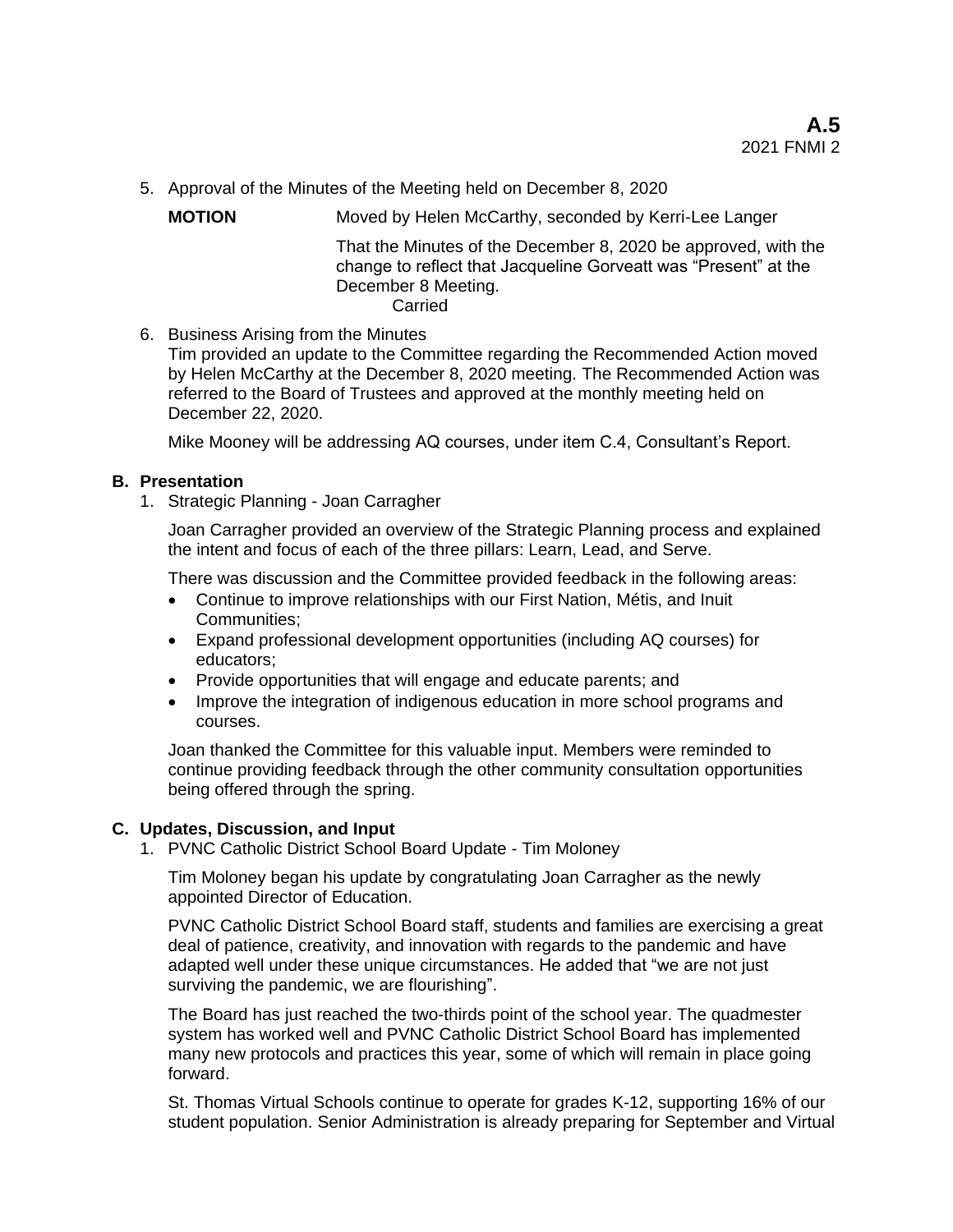5. Approval of the Minutes of the Meeting held on December 8, 2020

**MOTION** Moved by Helen McCarthy, seconded by Kerri-Lee Langer

That the Minutes of the December 8, 2020 be approved, with the change to reflect that Jacqueline Gorveatt was "Present" at the December 8 Meeting.

Carried

6. Business Arising from the Minutes

Tim provided an update to the Committee regarding the Recommended Action moved by Helen McCarthy at the December 8, 2020 meeting. The Recommended Action was referred to the Board of Trustees and approved at the monthly meeting held on December 22, 2020.

Mike Mooney will be addressing AQ courses, under item C.4, Consultant's Report.

## B. Presentation

1. Strategic Planning - Joan Carragher

Joan Carragher provided an overview of the Strategic Planning process and explained the intent and focus of each of the three pillars: Learn, Lead, and Serve.

There was discussion and the Committee provided feedback in the following areas:

- Continue to improve relationships with our First Nation, Métis, and Inuit Communities;
- Expand professional development opportunities (including AQ courses) for educators;
- Provide opportunities that will engage and educate parents; and
- Improve the integration of indigenous education in more school programs and courses.

Joan thanked the Committee for this valuable input. Members were reminded to continue providing feedback through the other community consultation opportunities being offered through the spring.

## C. Updates, Discussion, and Input

1. PVNC Catholic District School Board Update - Tim Moloney

Tim Moloney began his update by congratulating Joan Carragher as the newly appointed Director of Education.

PVNC Catholic District School Board staff, students and families are exercising a great deal of patience, creativity, and innovation with regards to the pandemic and have adapted well under these unique circumstances. He added that "we are not just surviving the pandemic, we are flourishing".

The Board has just reached the two-thirds point of the school year. The quadmester system has worked well and PVNC Catholic District School Board has implemented many new protocols and practices this year, some of which will remain in place going forward.

St. Thomas Virtual Schools continue to operate for grades K-12, supporting 16% of our student population. Senior Administration is already preparing for September and Virtual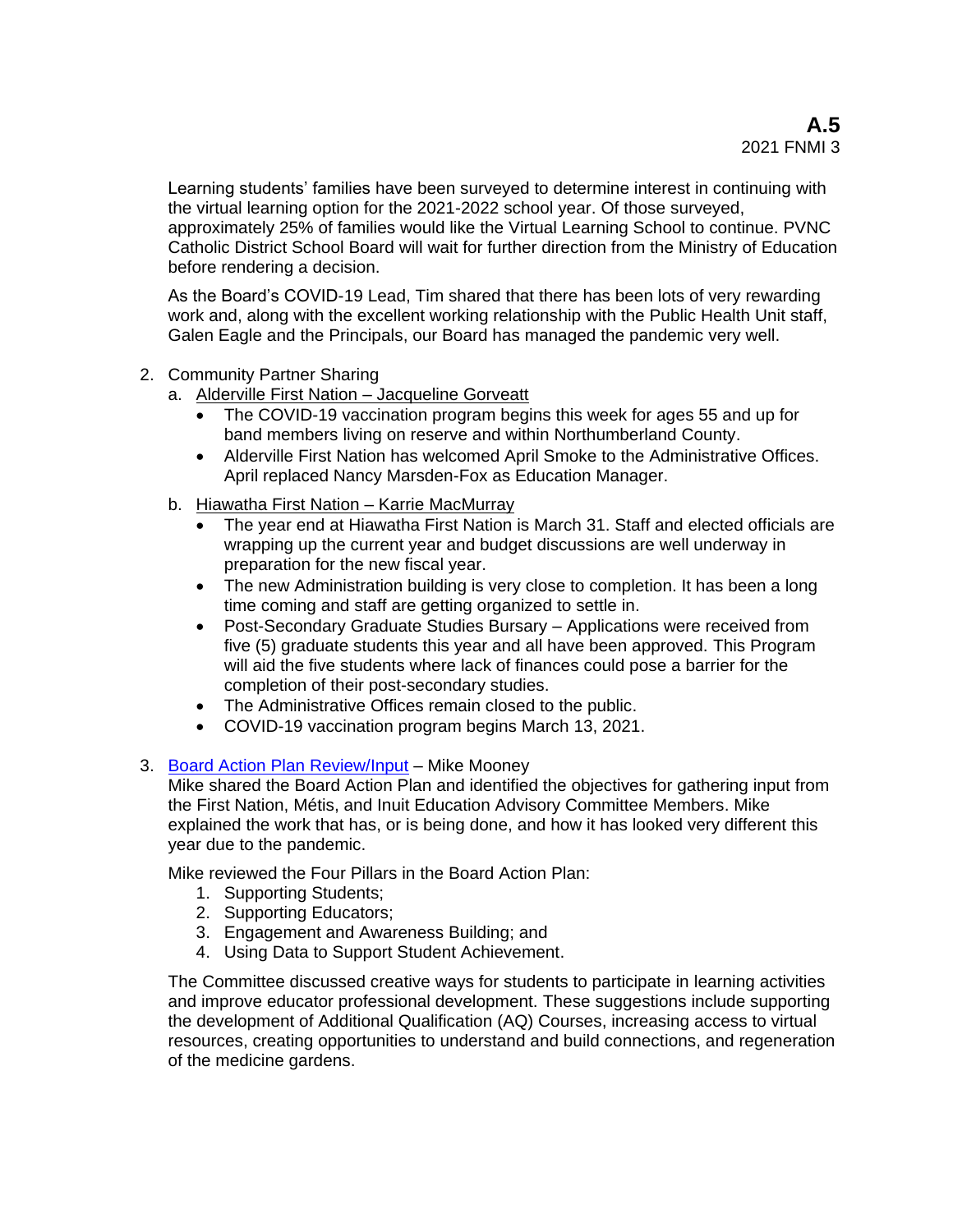Learning students' families have been surveyed to determine interest in continuing with the virtual learning option for the 2021-2022 school year. Of those surveyed, approximately 25% of families would like the Virtual Learning School to continue. PVNC Catholic District School Board will wait for further direction from the Ministry of Education before rendering a decision.

As the Board's COVID-19 Lead, Tim shared that there has been lots of very rewarding work and, along with the excellent working relationship with the Public Health Unit staff, Galen Eagle and the Principals, our Board has managed the pandemic very well.

2. Community Partner Sharing
   a. Alderville First Nation – Jacqueline Gorveatt
      - The COVID-19 vaccination program begins this week for ages 55 and up for band members living on reserve and within Northumberland County.
      - Alderville First Nation has welcomed April Smoke to the Administrative Offices. April replaced Nancy Marsden-Fox as Education Manager.
   b. Hiawatha First Nation – Karrie MacMurray
      - The year end at Hiawatha First Nation is March 31. Staff and elected officials are wrapping up the current year and budget discussions are well underway in preparation for the new fiscal year.
      - The new Administration building is very close to completion. It has been a long time coming and staff are getting organized to settle in.
      - Post-Secondary Graduate Studies Bursary – Applications were received from five (5) graduate students this year and all have been approved. This Program will aid the five students where lack of finances could pose a barrier for the completion of their post-secondary studies.
      - The Administrative Offices remain closed to the public.
      - COVID-19 vaccination program begins March 13, 2021.

3. Board Action Plan Review/Input – Mike Mooney
   Mike shared the Board Action Plan and identified the objectives for gathering input from the First Nation, Métis, and Inuit Education Advisory Committee Members. Mike explained the work that has, or is being done, and how it has looked very different this year due to the pandemic.

   Mike reviewed the Four Pillars in the Board Action Plan:
   1. Supporting Students;
   2. Supporting Educators;
   3. Engagement and Awareness Building; and
   4. Using Data to Support Student Achievement.

   The Committee discussed creative ways for students to participate in learning activities and improve educator professional development. These suggestions include supporting the development of Additional Qualification (AQ) Courses, increasing access to virtual resources, creating opportunities to understand and build connections, and regeneration of the medicine gardens.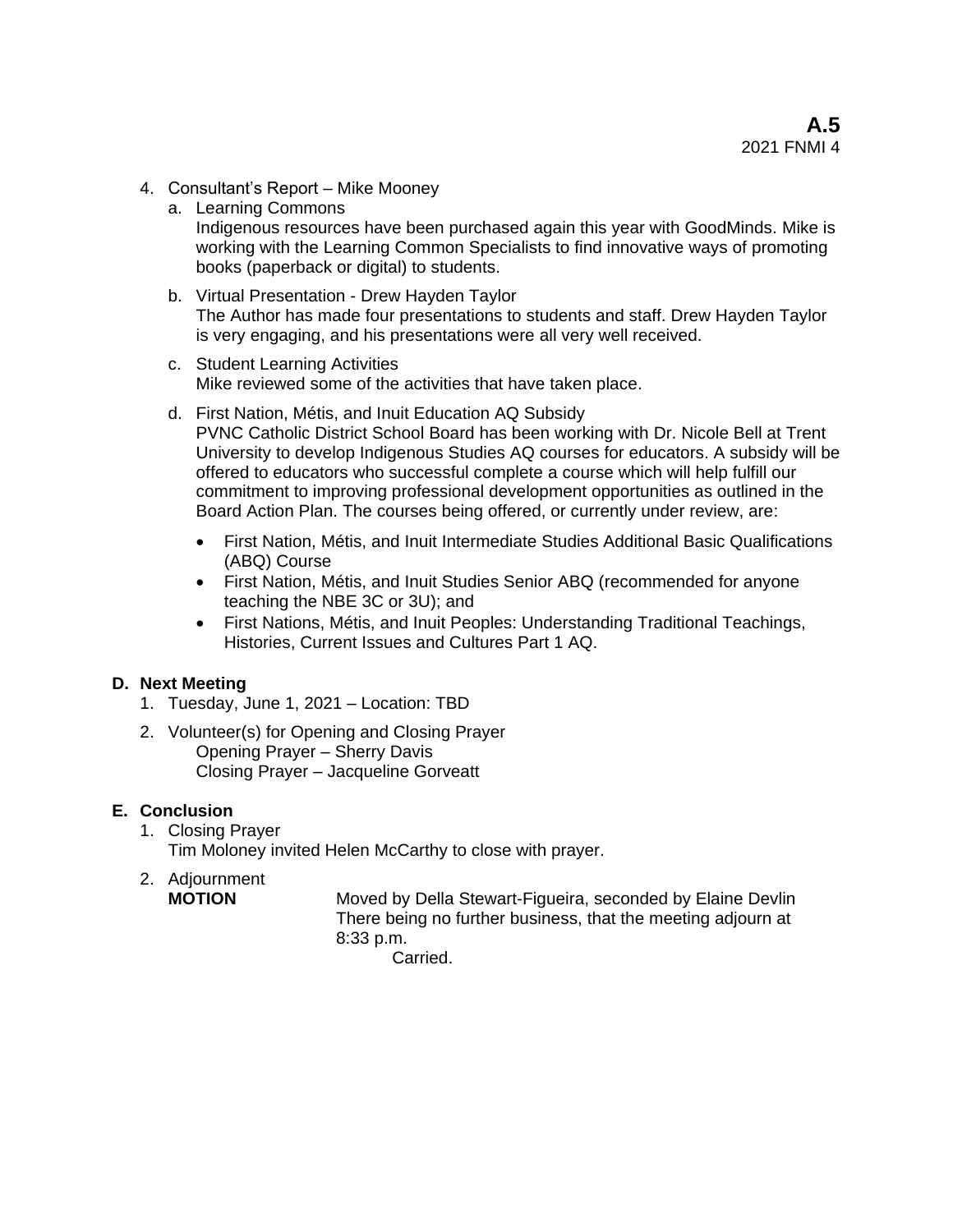4. Consultant's Report – Mike Mooney
   a. Learning Commons
      Indigenous resources have been purchased again this year with GoodMinds. Mike is working with the Learning Common Specialists to find innovative ways of promoting books (paperback or digital) to students.
   b. Virtual Presentation - Drew Hayden Taylor
      The Author has made four presentations to students and staff. Drew Hayden Taylor is very engaging, and his presentations were all very well received.
   c. Student Learning Activities
      Mike reviewed some of the activities that have taken place.
   d. First Nation, Métis, and Inuit Education AQ Subsidy
      PVNC Catholic District School Board has been working with Dr. Nicole Bell at Trent University to develop Indigenous Studies AQ courses for educators. A subsidy will be offered to educators who successful complete a course which will help fulfill our commitment to improving professional development opportunities as outlined in the Board Action Plan. The courses being offered, or currently under review, are:
      - First Nation, Métis, and Inuit Intermediate Studies Additional Basic Qualifications (ABQ) Course
      - First Nation, Métis, and Inuit Studies Senior ABQ (recommended for anyone teaching the NBE 3C or 3U); and
      - First Nations, Métis, and Inuit Peoples: Understanding Traditional Teachings, Histories, Current Issues and Cultures Part 1 AQ.

### D. Next Meeting

1. Tuesday, June 1, 2021 – Location: TBD
2. Volunteer(s) for Opening and Closing Prayer
   Opening Prayer – Sherry Davis
   Closing Prayer – Jacqueline Gorveatt

### E. Conclusion

1. Closing Prayer
   Tim Moloney invited Helen McCarthy to close with prayer.
2. Adjournment
   **MOTION** Moved by Della Stewart-Figueira, seconded by Elaine Devlin
   There being no further business, that the meeting adjourn at 8:33 p.m.
   Carried.